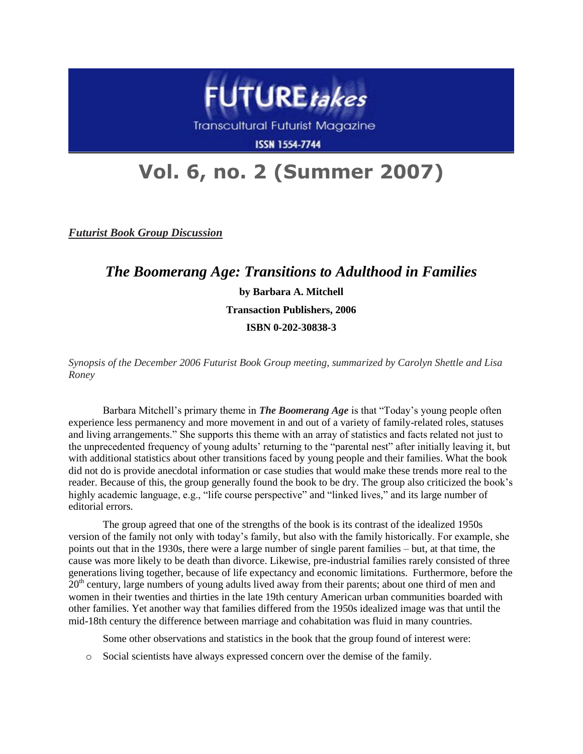FUTURE *takes*

Transcultural Futurist Magazine

ISSN 1554-7744

# Vol. 6, no. 2 (Summer 2007)

***Futurist Book Group Discussion***

## *The Boomerang Age: Transitions to Adulthood in Families*

**by Barbara A. Mitchell**

**Transaction Publishers, 2006**

**ISBN 0-202-30838-3**

*Synopsis of the December 2006 Futurist Book Group meeting, summarized by Carolyn Shettle and Lisa Roney*

Barbara Mitchell's primary theme in ***The Boomerang Age*** is that "Today's young people often experience less permanency and more movement in and out of a variety of family-related roles, statuses and living arrangements." She supports this theme with an array of statistics and facts related not just to the unprecedented frequency of young adults' returning to the "parental nest" after initially leaving it, but with additional statistics about other transitions faced by young people and their families. What the book did not do is provide anecdotal information or case studies that would make these trends more real to the reader. Because of this, the group generally found the book to be dry. The group also criticized the book's highly academic language, e.g., "life course perspective" and "linked lives," and its large number of editorial errors.

The group agreed that one of the strengths of the book is its contrast of the idealized 1950s version of the family not only with today's family, but also with the family historically. For example, she points out that in the 1930s, there were a large number of single parent families – but, at that time, the cause was more likely to be death than divorce. Likewise, pre-industrial families rarely consisted of three generations living together, because of life expectancy and economic limitations. Furthermore, before the 20th century, large numbers of young adults lived away from their parents; about one third of men and women in their twenties and thirties in the late 19th century American urban communities boarded with other families. Yet another way that families differed from the 1950s idealized image was that until the mid-18th century the difference between marriage and cohabitation was fluid in many countries.

Some other observations and statistics in the book that the group found of interest were:

- Social scientists have always expressed concern over the demise of the family.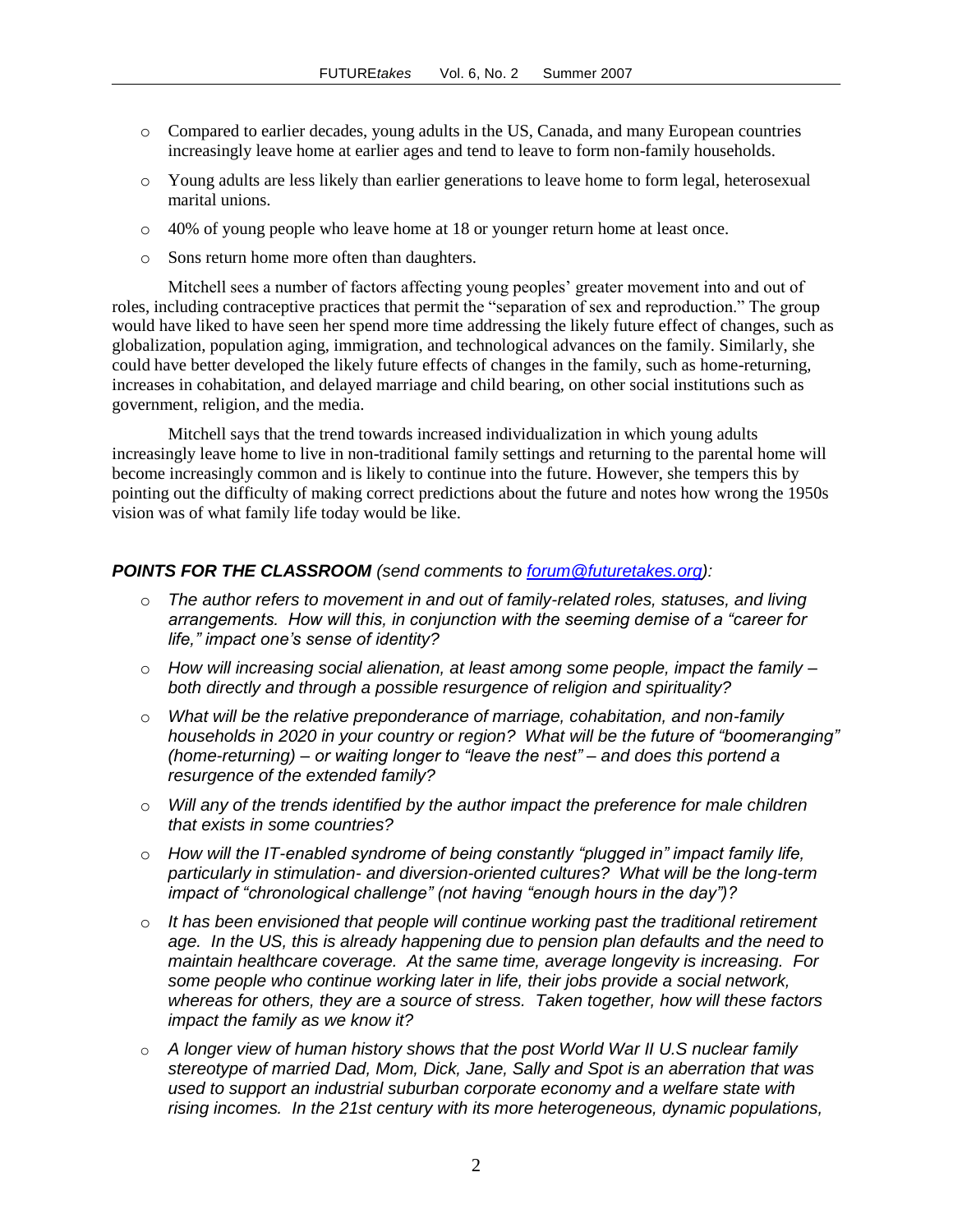- Compared to earlier decades, young adults in the US, Canada, and many European countries increasingly leave home at earlier ages and tend to leave to form non-family households.
- Young adults are less likely than earlier generations to leave home to form legal, heterosexual marital unions.
- 40% of young people who leave home at 18 or younger return home at least once.
- Sons return home more often than daughters.

Mitchell sees a number of factors affecting young peoples' greater movement into and out of roles, including contraceptive practices that permit the "separation of sex and reproduction." The group would have liked to have seen her spend more time addressing the likely future effect of changes, such as globalization, population aging, immigration, and technological advances on the family. Similarly, she could have better developed the likely future effects of changes in the family, such as home-returning, increases in cohabitation, and delayed marriage and child bearing, on other social institutions such as government, religion, and the media.

Mitchell says that the trend towards increased individualization in which young adults increasingly leave home to live in non-traditional family settings and returning to the parental home will become increasingly common and is likely to continue into the future. However, she tempers this by pointing out the difficulty of making correct predictions about the future and notes how wrong the 1950s vision was of what family life today would be like.

***POINTS FOR THE CLASSROOM*** *(send comments to [forum@futuretakes.org](mailto:forum@futuretakes.org)):*

- *The author refers to movement in and out of family-related roles, statuses, and living arrangements. How will this, in conjunction with the seeming demise of a "career for life," impact one's sense of identity?*
- *How will increasing social alienation, at least among some people, impact the family – both directly and through a possible resurgence of religion and spirituality?*
- *What will be the relative preponderance of marriage, cohabitation, and non-family households in 2020 in your country or region? What will be the future of "boomeranging" (home-returning) – or waiting longer to "leave the nest" – and does this portend a resurgence of the extended family?*
- *Will any of the trends identified by the author impact the preference for male children that exists in some countries?*
- *How will the IT-enabled syndrome of being constantly "plugged in" impact family life, particularly in stimulation- and diversion-oriented cultures? What will be the long-term impact of "chronological challenge" (not having "enough hours in the day")?*
- *It has been envisioned that people will continue working past the traditional retirement age. In the US, this is already happening due to pension plan defaults and the need to maintain healthcare coverage. At the same time, average longevity is increasing. For some people who continue working later in life, their jobs provide a social network, whereas for others, they are a source of stress. Taken together, how will these factors impact the family as we know it?*
- *A longer view of human history shows that the post World War II U.S nuclear family stereotype of married Dad, Mom, Dick, Jane, Sally and Spot is an aberration that was used to support an industrial suburban corporate economy and a welfare state with rising incomes. In the 21st century with its more heterogeneous, dynamic populations,*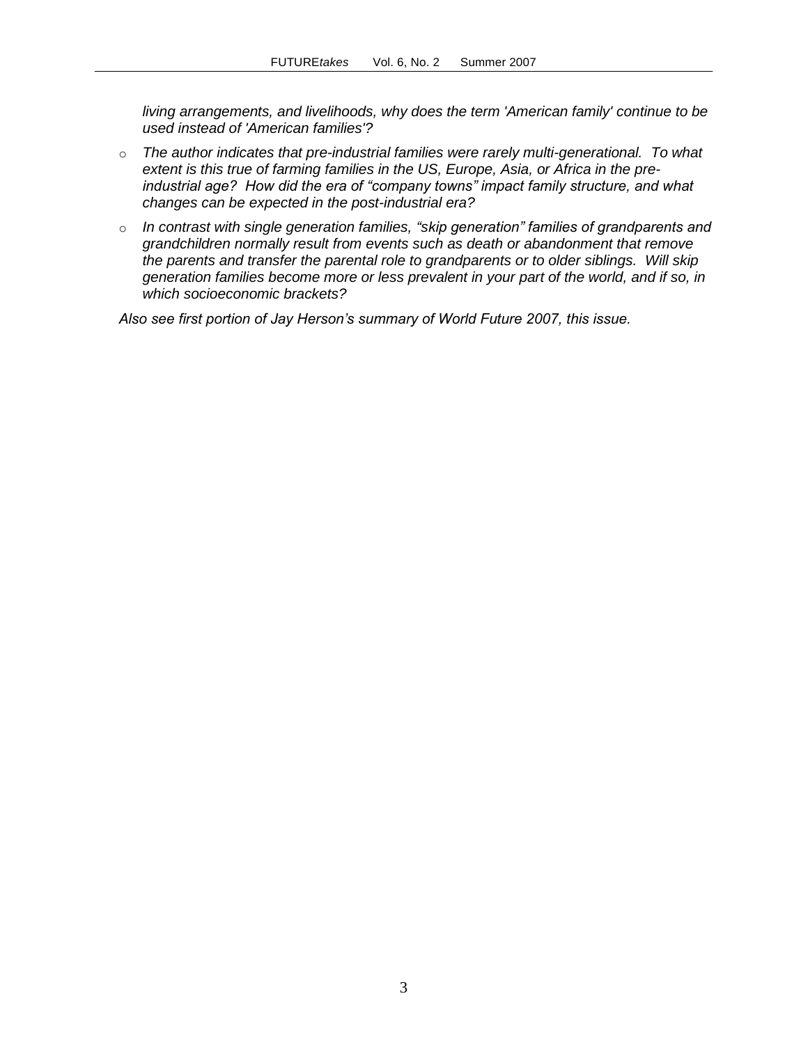*living arrangements, and livelihoods, why does the term 'American family' continue to be used instead of 'American families'?*

- *The author indicates that pre-industrial families were rarely multi-generational. To what extent is this true of farming families in the US, Europe, Asia, or Africa in the pre-industrial age? How did the era of "company towns" impact family structure, and what changes can be expected in the post-industrial era?*
- *In contrast with single generation families, "skip generation" families of grandparents and grandchildren normally result from events such as death or abandonment that remove the parents and transfer the parental role to grandparents or to older siblings. Will skip generation families become more or less prevalent in your part of the world, and if so, in which socioeconomic brackets?*

*Also see first portion of Jay Herson's summary of World Future 2007, this issue.*